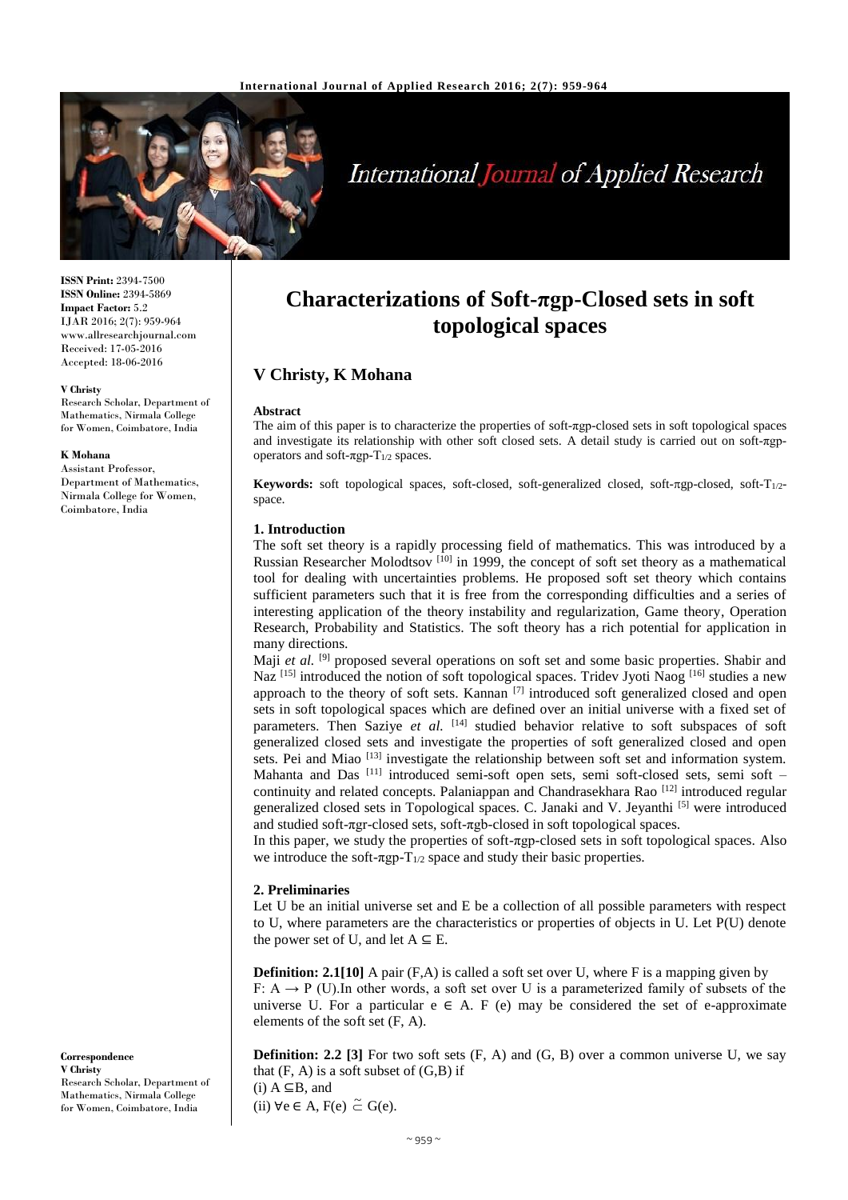# Characterizations of Soft-πgp-Closed sets in soft topological spaces

## V Christy, K Mohana

**ISSN Print:** 2394-7500
**ISSN Online:** 2394-5869
**Impact Factor:** 5.2
IJAR 2016; 2(7): 959-964
www.allresearchjournal.com
Received: 17-05-2016
Accepted: 18-06-2016

**V Christy**
Research Scholar, Department of Mathematics, Nirmala College for Women, Coimbatore, India

**K Mohana**
Assistant Professor, Department of Mathematics, Nirmala College for Women, Coimbatore, India

**Correspondence**
**V Christy**
Research Scholar, Department of Mathematics, Nirmala College for Women, Coimbatore, India

### Abstract

The aim of this paper is to characterize the properties of soft-πgp-closed sets in soft topological spaces and investigate its relationship with other soft closed sets. A detail study is carried out on soft-πgp-operators and soft-πgp-$T_{1/2}$ spaces.

**Keywords:** soft topological spaces, soft-closed, soft-generalized closed, soft-πgp-closed, soft-$T_{1/2}$-space.

### 1. Introduction

The soft set theory is a rapidly processing field of mathematics. This was introduced by a Russian Researcher Molodtsov [10] in 1999, the concept of soft set theory as a mathematical tool for dealing with uncertainties problems. He proposed soft set theory which contains sufficient parameters such that it is free from the corresponding difficulties and a series of interesting application of the theory instability and regularization, Game theory, Operation Research, Probability and Statistics. The soft theory has a rich potential for application in many directions.

Maji *et al.* [9] proposed several operations on soft set and some basic properties. Shabir and Naz [15] introduced the notion of soft topological spaces. Tridev Jyoti Naog [16] studies a new approach to the theory of soft sets. Kannan [7] introduced soft generalized closed and open sets in soft topological spaces which are defined over an initial universe with a fixed set of parameters. Then Saziye *et al.* [14] studied behavior relative to soft subspaces of soft generalized closed sets and investigate the properties of soft generalized closed and open sets. Pei and Miao [13] investigate the relationship between soft set and information system. Mahanta and Das [11] introduced semi-soft open sets, semi soft-closed sets, semi soft –continuity and related concepts. Palaniappan and Chandrasekhara Rao [12] introduced regular generalized closed sets in Topological spaces. C. Janaki and V. Jeyanthi [5] were introduced and studied soft-πgr-closed sets, soft-πgb-closed in soft topological spaces.

In this paper, we study the properties of soft-πgp-closed sets in soft topological spaces. Also we introduce the soft-πgp-$T_{1/2}$ space and study their basic properties.

### 2. Preliminaries

Let U be an initial universe set and E be a collection of all possible parameters with respect to U, where parameters are the characteristics or properties of objects in U. Let P(U) denote the power set of U, and let $A \subseteq E$.

**Definition: 2.1[10]** A pair (F,A) is called a soft set over U, where F is a mapping given by $F: A \rightarrow P(U)$.In other words, a soft set over U is a parameterized family of subsets of the universe U. For a particular $e \in A$. F (e) may be considered the set of e-approximate elements of the soft set (F, A).

**Definition: 2.2 [3]** For two soft sets (F, A) and (G, B) over a common universe U, we say that (F, A) is a soft subset of (G,B) if
(i) $A \subseteq B$, and
(ii) $\forall e \in A$, $F(e) \tilde{\subseteq} G(e)$.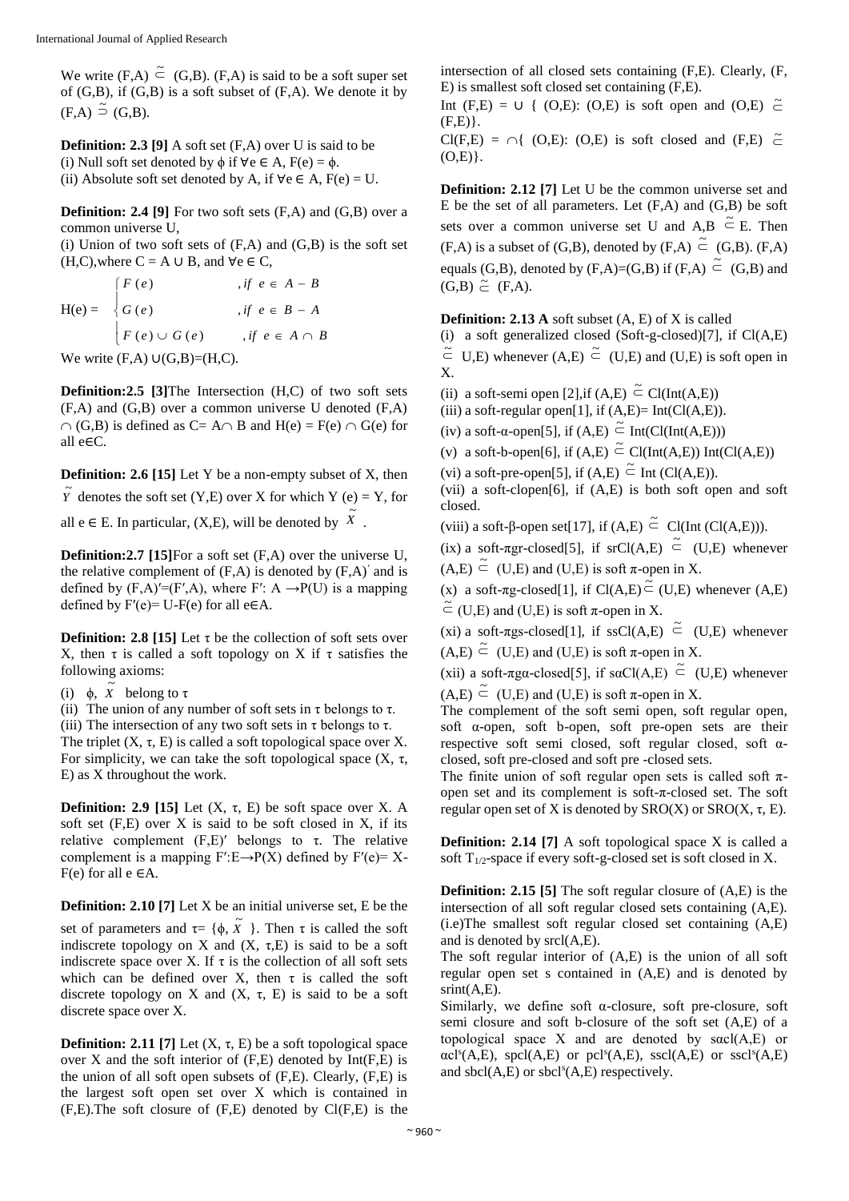We write $(F,A) \tilde{\subseteq} (G,B)$. $(F,A)$ is said to be a soft super set of $(G,B)$, if $(G,B)$ is a soft subset of $(F,A)$. We denote it by $(F,A) \tilde{\supseteq} (G,B)$.

**Definition: 2.3 [9]** A soft set $(F,A)$ over U is said to be
(i) Null soft set denoted by $\phi$ if $\forall e \in A$, $F(e) = \phi$.
(ii) Absolute soft set denoted by A, if $\forall e \in A$, $F(e) = U$.

**Definition: 2.4 [9]** For two soft sets $(F,A)$ and $(G,B)$ over a common universe U,
(i) Union of two soft sets of $(F,A)$ and $(G,B)$ is the soft set $(H,C)$, where $C = A \cup B$, and $\forall e \in C$,

$$H(e) = \begin{cases} F(e) & , if \ e \in A - B \\ G(e) & , if \ e \in B - A \\ F(e) \cup G(e) & , if \ e \in A \cap B \end{cases}$$

We write $(F,A) \cup (G,B) = (H,C)$.

**Definition:2.5 [3]** The Intersection $(H,C)$ of two soft sets $(F,A)$ and $(G,B)$ over a common universe U denoted $(F,A) \cap (G,B)$ is defined as $C = A \cap B$ and $H(e) = F(e) \cap G(e)$ for all $e \in C$.

**Definition: 2.6 [15]** Let Y be a non-empty subset of X, then $\tilde{Y}$ denotes the soft set $(Y,E)$ over X for which $Y(e) = Y$, for all $e \in E$. In particular, $(X,E)$, will be denoted by $\tilde{X}$.

**Definition:2.7 [15]** For a soft set $(F,A)$ over the universe U, the relative complement of $(F,A)$ is denoted by $(F,A)'$ and is defined by $(F,A)' = (F',A)$, where $F': A \rightarrow P(U)$ is a mapping defined by $F'(e) = U - F(e)$ for all $e \in A$.

**Definition: 2.8 [15]** Let $\tau$ be the collection of soft sets over X, then $\tau$ is called a soft topology on X if $\tau$ satisfies the following axioms:

(i) $\phi$, $\tilde{X}$ belong to $\tau$
(ii) The union of any number of soft sets in $\tau$ belongs to $\tau$.
(iii) The intersection of any two soft sets in $\tau$ belongs to $\tau$.

The triplet $(X, \tau, E)$ is called a soft topological space over X. For simplicity, we can take the soft topological space $(X, \tau, E)$ as X throughout the work.

**Definition: 2.9 [15]** Let $(X, \tau, E)$ be soft space over X. A soft set $(F,E)$ over X is said to be soft closed in X, if its relative complement $(F,E)'$ belongs to $\tau$. The relative complement is a mapping $F': E \rightarrow P(X)$ defined by $F'(e) = X - F(e)$ for all $e \in A$.

**Definition: 2.10 [7]** Let X be an initial universe set, E be the set of parameters and $\tau = \{\phi, \tilde{X}\}$. Then $\tau$ is called the soft indiscrete topology on X and $(X, \tau, E)$ is said to be a soft indiscrete space over X. If $\tau$ is the collection of all soft sets which can be defined over X, then $\tau$ is called the soft discrete topology on X and $(X, \tau, E)$ is said to be a soft discrete space over X.

**Definition: 2.11 [7]** Let $(X, \tau, E)$ be a soft topological space over X and the soft interior of $(F,E)$ denoted by $Int(F,E)$ is the union of all soft open subsets of $(F,E)$. Clearly, $(F,E)$ is the largest soft open set over X which is contained in $(F,E)$. The soft closure of $(F,E)$ denoted by $Cl(F,E)$ is the intersection of all closed sets containing $(F,E)$. Clearly, $(F,E)$ is smallest soft closed set containing $(F,E)$.

$Int(F,E) = \cup \{ (O,E): (O,E)$ is soft open and $(O,E) \tilde{\subseteq} (F,E)\}$.

$Cl(F,E) = \cap \{ (O,E): (O,E)$ is soft closed and $(F,E) \tilde{\subseteq} (O,E)\}$.

**Definition: 2.12 [7]** Let U be the common universe set and E be the set of all parameters. Let $(F,A)$ and $(G,B)$ be soft sets over a common universe set U and $A,B \tilde{\subseteq} E$. Then $(F,A)$ is a subset of $(G,B)$, denoted by $(F,A) \tilde{\subseteq} (G,B)$. $(F,A)$ equals $(G,B)$, denoted by $(F,A)=(G,B)$ if $(F,A) \tilde{\subseteq} (G,B)$ and $(G,B) \tilde{\subseteq} (F,A)$.

**Definition: 2.13 A** soft subset $(A, E)$ of X is called

(i) a soft generalized closed (Soft-g-closed)[7], if $Cl(A,E) \tilde{\subseteq} U,E)$ whenever $(A,E) \tilde{\subseteq} (U,E)$ and $(U,E)$ is soft open in X.
(ii) a soft-semi open [2], if $(A,E) \tilde{\subseteq} Cl(Int(A,E))$
(iii) a soft-regular open[1], if $(A,E) = Int(Cl(A,E))$.
(iv) a soft-α-open[5], if $(A,E) \tilde{\subseteq} Int(Cl(Int(A,E)))$
(v) a soft-b-open[6], if $(A,E) \tilde{\subseteq} Cl(Int(A,E))$ $Int(Cl(A,E))$
(vi) a soft-pre-open[5], if $(A,E) \tilde{\subseteq} Int(Cl(A,E))$.
(vii) a soft-clopen[6], if $(A,E)$ is both soft open and soft closed.
(viii) a soft-β-open set[17], if $(A,E) \tilde{\subseteq} Cl(Int(Cl(A,E)))$.
(ix) a soft-πgr-closed[5], if $srCl(A,E) \tilde{\subseteq} (U,E)$ whenever $(A,E) \tilde{\subseteq} (U,E)$ and $(U,E)$ is soft π-open in X.
(x) a soft-πg-closed[1], if $Cl(A,E) \tilde{\subseteq} (U,E)$ whenever $(A,E) \tilde{\subseteq} (U,E)$ and $(U,E)$ is soft π-open in X.
(xi) a soft-πgs-closed[1], if $ssCl(A,E) \tilde{\subseteq} (U,E)$ whenever $(A,E) \tilde{\subseteq} (U,E)$ and $(U,E)$ is soft π-open in X.
(xii) a soft-πgα-closed[5], if $s\alpha Cl(A,E) \tilde{\subseteq} (U,E)$ whenever $(A,E) \tilde{\subseteq} (U,E)$ and $(U,E)$ is soft π-open in X.

The complement of the soft semi open, soft regular open, soft α-open, soft b-open, soft pre-open sets are their respective soft semi closed, soft regular closed, soft α-closed, soft pre-closed and soft pre -closed sets.

The finite union of soft regular open sets is called soft π-open set and its complement is soft-π-closed set. The soft regular open set of X is denoted by SRO(X) or SRO(X, τ, E).

**Definition: 2.14 [7]** A soft topological space X is called a soft $T_{1/2}$-space if every soft-g-closed set is soft closed in X.

**Definition: 2.15 [5]** The soft regular closure of $(A,E)$ is the intersection of all soft regular closed sets containing $(A,E)$. (i.e)The smallest soft regular closed set containing $(A,E)$ and is denoted by $srcl(A,E)$.

The soft regular interior of $(A,E)$ is the union of all soft regular open set s contained in $(A,E)$ and is denoted by $srint(A,E)$.

Similarly, we define soft α-closure, soft pre-closure, soft semi closure and soft b-closure of the soft set $(A,E)$ of a topological space X and are denoted by $s\alpha cl(A,E)$ or $\alpha cl^s(A,E)$, $spcl(A,E)$ or $pcl^s(A,E)$, $sscl(A,E)$ or $sscl^s(A,E)$ and $sbcl(A,E)$ or $sbcl^s(A,E)$ respectively.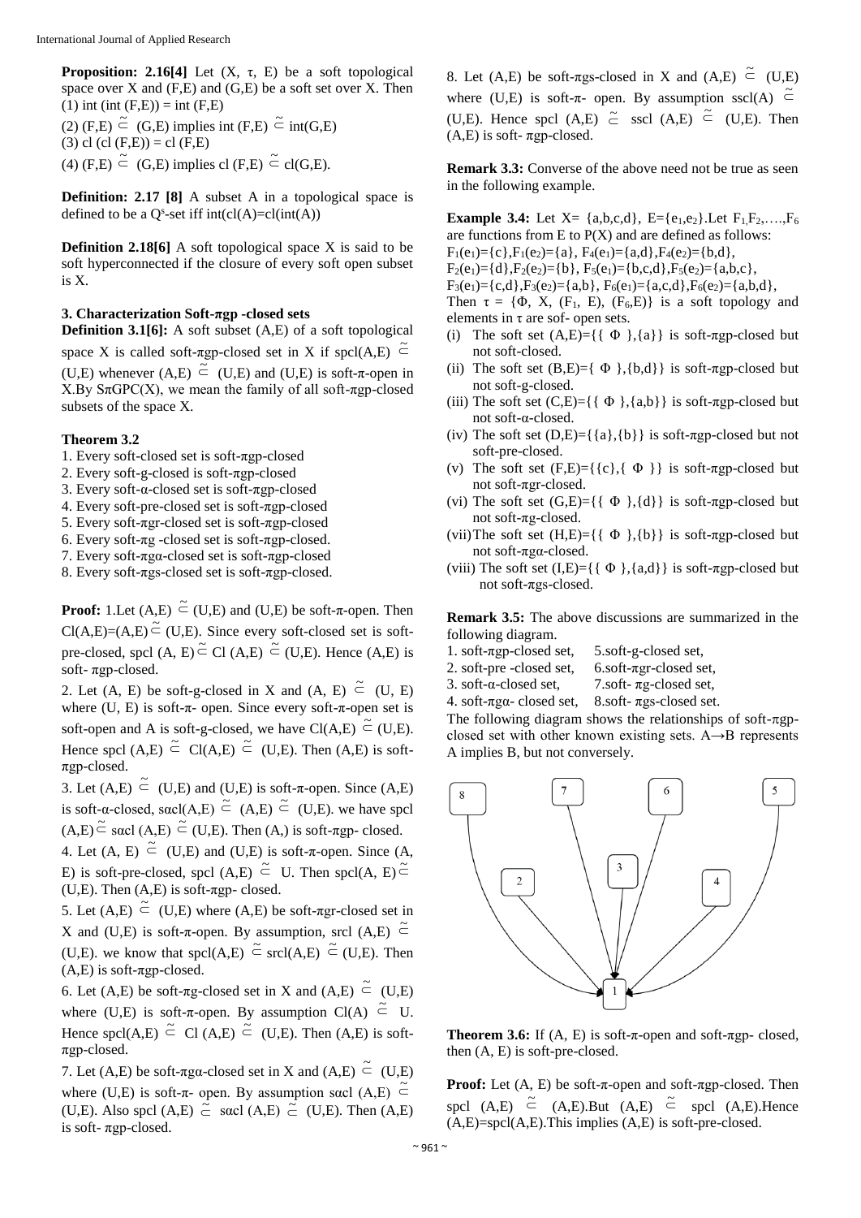**Proposition: 2.16[4]** Let (X, τ, E) be a soft topological space over X and (F,E) and (G,E) be a soft set over X. Then

(1) int (int (F,E)) = int (F,E)

(2) (F,E) $\tilde{\subseteq}$ (G,E) implies int (F,E) $\tilde{\subseteq}$ int(G,E)

(3) cl (cl (F,E)) = cl (F,E)

(4) (F,E) $\tilde{\subseteq}$ (G,E) implies cl (F,E) $\tilde{\subseteq}$ cl(G,E).

**Definition: 2.17 [8]** A subset A in a topological space is defined to be a $Q^s$-set iff int(cl(A)=cl(int(A))

**Definition 2.18[6]** A soft topological space X is said to be soft hyperconnected if the closure of every soft open subset is X.

### 3. Characterization Soft-πgp -closed sets

**Definition 3.1[6]:** A soft subset (A,E) of a soft topological space X is called soft-πgp-closed set in X if spcl(A,E) $\tilde{\subseteq}$ (U,E) whenever (A,E) $\tilde{\subseteq}$ (U,E) and (U,E) is soft-π-open in X.By SπGPC(X), we mean the family of all soft-πgp-closed subsets of the space X.

**Theorem 3.2**

1. Every soft-closed set is soft-πgp-closed
2. Every soft-g-closed is soft-πgp-closed
3. Every soft-α-closed set is soft-πgp-closed
4. Every soft-pre-closed set is soft-πgp-closed
5. Every soft-πgr-closed set is soft-πgp-closed
6. Every soft-πg -closed set is soft-πgp-closed.
7. Every soft-πgα-closed set is soft-πgp-closed
8. Every soft-πgs-closed set is soft-πgp-closed.

**Proof:** 1.Let (A,E) $\tilde{\subseteq}$ (U,E) and (U,E) be soft-π-open. Then Cl(A,E)=(A,E) $\tilde{\subseteq}$ (U,E). Since every soft-closed set is soft-pre-closed, spcl (A, E) $\tilde{\subseteq}$ Cl (A,E) $\tilde{\subseteq}$ (U,E). Hence (A,E) is soft- πgp-closed.

2. Let (A, E) be soft-g-closed in X and (A, E) $\tilde{\subseteq}$ (U, E) where (U, E) is soft-π- open. Since every soft-π-open set is soft-open and A is soft-g-closed, we have Cl(A,E) $\tilde{\subseteq}$ (U,E). Hence spcl (A,E) $\tilde{\subseteq}$ Cl(A,E) $\tilde{\subseteq}$ (U,E). Then (A,E) is soft-πgp-closed.

3. Let (A,E) $\tilde{\subseteq}$ (U,E) and (U,E) is soft-π-open. Since (A,E) is soft-α-closed, sαcl(A,E) $\tilde{\subseteq}$ (A,E) $\tilde{\subseteq}$ (U,E). we have spcl (A,E) $\tilde{\subseteq}$ sαcl (A,E) $\tilde{\subseteq}$ (U,E). Then (A,) is soft-πgp- closed.

4. Let (A, E) $\tilde{\subseteq}$ (U,E) and (U,E) is soft-π-open. Since (A, E) is soft-pre-closed, spcl (A,E) $\tilde{\subseteq}$ U. Then spcl(A, E) $\tilde{\subseteq}$ (U,E). Then (A,E) is soft-πgp- closed.

5. Let (A,E) $\tilde{\subseteq}$ (U,E) where (A,E) be soft-πgr-closed set in X and (U,E) is soft-π-open. By assumption, srcl (A,E) $\tilde{\subseteq}$ (U,E). we know that spcl(A,E) $\tilde{\subseteq}$ srcl(A,E) $\tilde{\subseteq}$ (U,E). Then (A,E) is soft-πgp-closed.

6. Let (A,E) be soft-πg-closed set in X and (A,E) $\tilde{\subseteq}$ (U,E) where (U,E) is soft-π-open. By assumption Cl(A) $\tilde{\subseteq}$ U. Hence spcl(A,E) $\tilde{\subseteq}$ Cl (A,E) $\tilde{\subseteq}$ (U,E). Then (A,E) is soft-πgp-closed.

7. Let (A,E) be soft-πgα-closed set in X and (A,E) $\tilde{\subseteq}$ (U,E) where (U,E) is soft-π- open. By assumption sαcl (A,E) $\tilde{\subseteq}$ (U,E). Also spcl (A,E) $\tilde{\subseteq}$ sαcl (A,E) $\tilde{\subseteq}$ (U,E). Then (A,E) is soft- πgp-closed.

8. Let (A,E) be soft-πgs-closed in X and (A,E) $\tilde{\subseteq}$ (U,E) where (U,E) is soft-π- open. By assumption sscl(A) $\tilde{\subseteq}$ (U,E). Hence spcl (A,E) $\tilde{\subseteq}$ sscl (A,E) $\tilde{\subseteq}$ (U,E). Then (A,E) is soft- πgp-closed.

**Remark 3.3:** Converse of the above need not be true as seen in the following example.

**Example 3.4:** Let X= {a,b,c,d}, E={$e_1$,$e_2$}.Let $F_1$,$F_2$,….,$F_6$ are functions from E to P(X) and are defined as follows:
$F_1(e_1)$={c},$F_1(e_2)$={a}, $F_4(e_1)$={a,d},$F_4(e_2)$={b,d},
$F_2(e_1)$={d},$F_2(e_2)$={b}, $F_5(e_1)$={b,c,d},$F_5(e_2)$={a,b,c},
$F_3(e_1)$={c,d},$F_3(e_2)$={a,b}, $F_6(e_1)$={a,c,d},$F_6(e_2)$={a,b,d},
Then τ = {Φ, X, ($F_1$, E), ($F_6$,E)} is a soft topology and elements in τ are sof- open sets.

(i) The soft set (A,E)={{ Φ },{a}} is soft-πgp-closed but not soft-closed.
(ii) The soft set (B,E)={ Φ },{b,d}} is soft-πgp-closed but not soft-g-closed.
(iii) The soft set (C,E)={{ Φ },{a,b}} is soft-πgp-closed but not soft-α-closed.
(iv) The soft set (D,E)={{a},{b}} is soft-πgp-closed but not soft-pre-closed.
(v) The soft set (F,E)={{c},{ Φ }} is soft-πgp-closed but not soft-πgr-closed.
(vi) The soft set (G,E)={{ Φ },{d}} is soft-πgp-closed but not soft-πg-closed.
(vii) The soft set (H,E)={{ Φ },{b}} is soft-πgp-closed but not soft-πgα-closed.
(viii) The soft set (I,E)={{ Φ },{a,d}} is soft-πgp-closed but not soft-πgs-closed.

**Remark 3.5:** The above discussions are summarized in the following diagram.

1. soft-πgp-closed set, 5.soft-g-closed set,
2. soft-pre -closed set, 6.soft-πgr-closed set,
3. soft-α-closed set, 7.soft- πg-closed set,
4. soft-πgα- closed set, 8.soft- πgs-closed set.

The following diagram shows the relationships of soft-πgp-closed set with other known existing sets. A→B represents A implies B, but not conversely.

**Theorem 3.6:** If (A, E) is soft-π-open and soft-πgp- closed, then (A, E) is soft-pre-closed.

**Proof:** Let (A, E) be soft-π-open and soft-πgp-closed. Then spcl (A,E) $\tilde{\subseteq}$ (A,E).But (A,E) $\tilde{\subseteq}$ spcl (A,E).Hence (A,E)=spcl(A,E).This implies (A,E) is soft-pre-closed.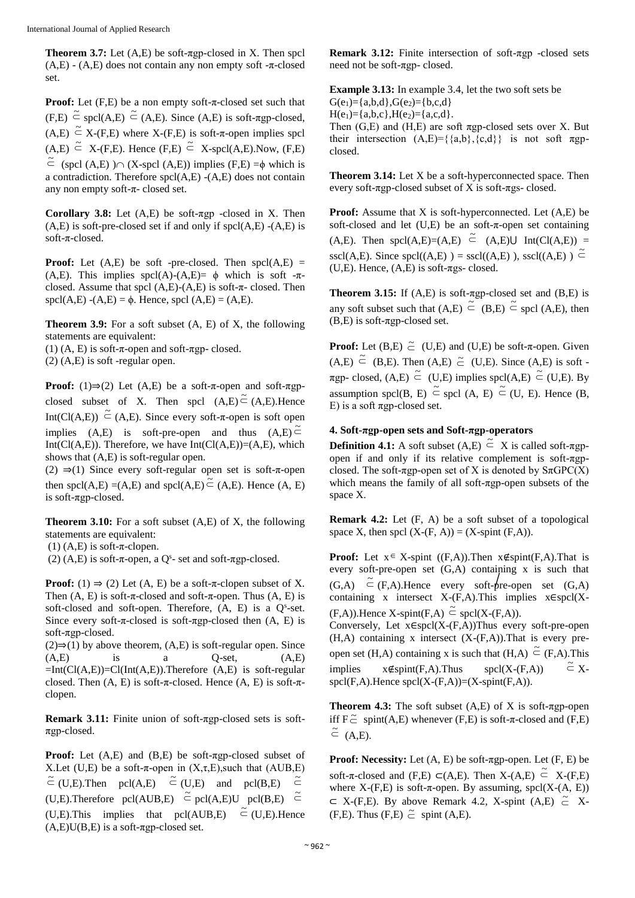**Theorem 3.7:** Let (A,E) be soft-πgp-closed in X. Then spcl (A,E) - (A,E) does not contain any non empty soft -π-closed set.

**Proof:** Let (F,E) be a non empty soft-π-closed set such that (F,E) $\tilde{\subseteq}$ spcl(A,E) $\tilde{\subseteq}$ (A,E). Since (A,E) is soft-πgp-closed, (A,E) $\tilde{\subseteq}$ X-(F,E) where X-(F,E) is soft-π-open implies spcl (A,E) $\tilde{\subseteq}$ X-(F,E). Hence (F,E) $\tilde{\subseteq}$ X-spcl(A,E).Now, (F,E) $\tilde{\subseteq}$ (spcl (A,E) )∩ (X-spcl (A,E)) implies (F,E) =ϕ which is a contradiction. Therefore spcl(A,E) -(A,E) does not contain any non empty soft-π- closed set.

**Corollary 3.8:** Let (A,E) be soft-πgp -closed in X. Then (A,E) is soft-pre-closed set if and only if spcl(A,E) -(A,E) is soft-π-closed.

**Proof:** Let (A,E) be soft -pre-closed. Then spcl(A,E) = (A,E). This implies spcl(A)-(A,E)= ϕ which is soft -π-closed. Assume that spcl (A,E)-(A,E) is soft-π- closed. Then spcl(A,E) -(A,E) = ϕ. Hence, spcl (A,E) = (A,E).

**Theorem 3.9:** For a soft subset (A, E) of X, the following statements are equivalent:
(1) (A, E) is soft-π-open and soft-πgp- closed.
(2) (A,E) is soft -regular open.

**Proof:** (1)⇒(2) Let (A,E) be a soft-π-open and soft-πgp-closed subset of X. Then spcl (A,E) $\tilde{\subseteq}$ (A,E).Hence Int(Cl(A,E)) $\tilde{\subseteq}$ (A,E). Since every soft-π-open is soft open implies (A,E) is soft-pre-open and thus (A,E) $\tilde{\subseteq}$ Int(Cl(A,E)). Therefore, we have Int(Cl(A,E))=(A,E), which shows that (A,E) is soft-regular open.
(2) ⇒(1) Since every soft-regular open set is soft-π-open then spcl(A,E) =(A,E) and spcl(A,E) $\tilde{\subseteq}$ (A,E). Hence (A, E) is soft-πgp-closed.

**Theorem 3.10:** For a soft subset (A,E) of X, the following statements are equivalent:
(1) (A,E) is soft-π-clopen.
(2) (A,E) is soft-π-open, a $Q^s$- set and soft-πgp-closed.

**Proof:** (1) ⇒ (2) Let (A, E) be a soft-π-clopen subset of X. Then (A, E) is soft-π-closed and soft-π-open. Thus (A, E) is soft-closed and soft-open. Therefore, (A, E) is a $Q^s$-set. Since every soft-π-closed is soft-πgp-closed then (A, E) is soft-πgp-closed.
(2)⇒(1) by above theorem, (A,E) is soft-regular open. Since (A,E) is a Q-set, (A,E) =Int(Cl(A,E))=Cl(Int(A,E)).Therefore (A,E) is soft-regular closed. Then (A, E) is soft-π-closed. Hence (A, E) is soft-π-clopen.

**Remark 3.11:** Finite union of soft-πgp-closed sets is soft-πgp-closed.

**Proof:** Let (A,E) and (B,E) be soft-πgp-closed subset of X.Let (U,E) be a soft-π-open in (X,τ,E),such that (AUB,E) $\tilde{\subseteq}$ (U,E).Then pcl(A,E) $\tilde{\subseteq}$ (U,E) and pcl(B,E) $\tilde{\subseteq}$ (U,E).Therefore pcl(AUB,E) $\tilde{\subseteq}$ pcl(A,E)U pcl(B,E) $\tilde{\subseteq}$ (U,E).This implies that pcl(AUB,E) $\tilde{\subseteq}$ (U,E).Hence (A,E)U(B,E) is a soft-πgp-closed set.

**Remark 3.12:** Finite intersection of soft-πgp -closed sets need not be soft-πgp- closed.

**Example 3.13:** In example 3.4, let the two soft sets be
$G(e_1)=\{a,b,d\}, G(e_2)=\{b,c,d\}$
$H(e_1)=\{a,b,c\}, H(e_2)=\{a,c,d\}$.
Then (G,E) and (H,E) are soft πgp-closed sets over X. But their intersection (A,E)={{a,b},{c,d}} is not soft πgp-closed.

**Theorem 3.14:** Let X be a soft-hyperconnected space. Then every soft-πgp-closed subset of X is soft-πgs- closed.

**Proof:** Assume that X is soft-hyperconnected. Let (A,E) be soft-closed and let (U,E) be an soft-π-open set containing (A,E). Then spcl(A,E)=(A,E) $\tilde{\subseteq}$ (A,E)U Int(Cl(A,E)) = sscl(A,E). Since spcl((A,E) ) = sscl((A,E) ), sscl((A,E) ) $\tilde{\subseteq}$ (U,E). Hence, (A,E) is soft-πgs- closed.

**Theorem 3.15:** If (A,E) is soft-πgp-closed set and (B,E) is any soft subset such that (A,E) $\tilde{\subseteq}$ (B,E) $\tilde{\subseteq}$ spcl (A,E), then (B,E) is soft-πgp-closed set.

**Proof:** Let (B,E) $\tilde{\subseteq}$ (U,E) and (U,E) be soft-π-open. Given (A,E) $\tilde{\subseteq}$ (B,E). Then (A,E) $\tilde{\subseteq}$ (U,E). Since (A,E) is soft -πgp- closed, (A,E) $\tilde{\subseteq}$ (U,E) implies spcl(A,E) $\tilde{\subseteq}$ (U,E). By assumption spcl(B, E) $\tilde{\subseteq}$ spcl (A, E) $\tilde{\subseteq}$ (U, E). Hence (B, E) is a soft πgp-closed set.

## 4. Soft-πgp-open sets and Soft-πgp-operators

**Definition 4.1:** A soft subset (A,E) $\tilde{\subseteq}$ X is called soft-πgp-open if and only if its relative complement is soft-πgp-closed. The soft-πgp-open set of X is denoted by SπGPC(X) which means the family of all soft-πgp-open subsets of the space X.

**Remark 4.2:** Let (F, A) be a soft subset of a topological space X, then spcl (X-(F, A)) = (X-spint (F,A)).

**Proof:** Let x∈ X-spint ((F,A)).Then x∉spint(F,A).That is every soft-pre-open set (G,A) containing x is such that (G,A) $\tilde{\not\subseteq}$ (F,A).Hence every soft-pre-open set (G,A) containing x intersect X-(F,A).This implies x∈spcl(X-(F,A)).Hence X-spint(F,A) $\tilde{\subseteq}$ spcl(X-(F,A)).
Conversely, Let x∈spcl(X-(F,A))Thus every soft-pre-open (H,A) containing x intersect (X-(F,A)).That is every pre-open set (H,A) containing x is such that (H,A) $\tilde{\subseteq}$ (F,A).This implies x∉spint(F,A).Thus spcl(X-(F,A)) $\tilde{\subseteq}$ X-spcl(F,A).Hence spcl(X-(F,A))=(X-spint(F,A)).

**Theorem 4.3:** The soft subset (A,E) of X is soft-πgp-open iff F $\tilde{\subseteq}$ spint(A,E) whenever (F,E) is soft-π-closed and (F,E) $\tilde{\subseteq}$ (A,E).

**Proof: Necessity:** Let (A, E) be soft-πgp-open. Let (F, E) be soft-π-closed and (F,E) ⊂(A,E). Then X-(A,E) $\tilde{\subseteq}$ X-(F,E) where X-(F,E) is soft-π-open. By assuming, spcl(X-(A, E)) ⊂ X-(F,E). By above Remark 4.2, X-spint (A,E) $\tilde{\subseteq}$ X-(F,E). Thus (F,E) $\tilde{\subseteq}$ spint (A,E).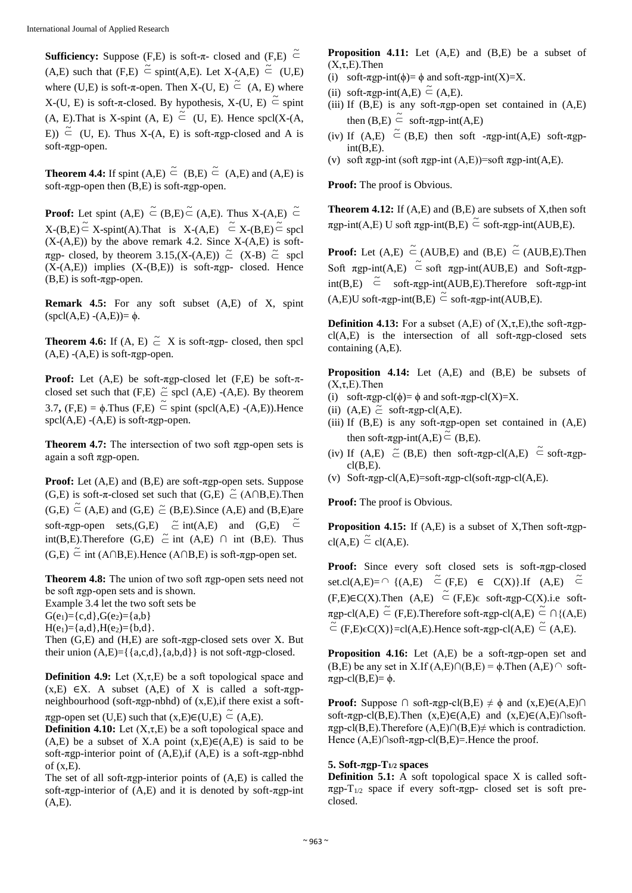**Sufficiency:** Suppose (F,E) is soft-π- closed and (F,E) $\tilde{\subseteq}$ (A,E) such that (F,E) $\tilde{\subseteq}$ spint(A,E). Let X-(A,E) $\tilde{\subseteq}$ (U,E) where (U,E) is soft-π-open. Then X-(U, E) $\tilde{\subseteq}$ (A, E) where X-(U, E) is soft-π-closed. By hypothesis, X-(U, E) $\tilde{\subseteq}$ spint (A, E).That is X-spint (A, E) $\tilde{\subseteq}$ (U, E). Hence spcl(X-(A, E)) $\tilde{\subseteq}$ (U, E). Thus X-(A, E) is soft-πgp-closed and A is soft-πgp-open.

**Theorem 4.4:** If spint (A,E) $\tilde{\subseteq}$ (B,E) $\tilde{\subseteq}$ (A,E) and (A,E) is soft-πgp-open then (B,E) is soft-πgp-open.

**Proof:** Let spint (A,E) $\tilde{\subseteq}$ (B,E) $\tilde{\subseteq}$ (A,E). Thus X-(A,E) $\tilde{\subseteq}$ X-(B,E) $\tilde{\subseteq}$ X-spint(A).That is X-(A,E) $\tilde{\subseteq}$ X-(B,E) $\tilde{\subseteq}$ spcl (X-(A,E)) by the above remark 4.2. Since X-(A,E) is soft-πgp- closed, by theorem 3.15,(X-(A,E)) $\tilde{\subseteq}$ (X-B) $\tilde{\subseteq}$ spcl (X-(A,E)) implies (X-(B,E)) is soft-πgp- closed. Hence (B,E) is soft-πgp-open.

**Remark 4.5:** For any soft subset (A,E) of X, spint (spcl(A,E) -(A,E))= ϕ.

**Theorem 4.6:** If (A, E) $\tilde{\subseteq}$ X is soft-πgp- closed, then spcl (A,E) -(A,E) is soft-πgp-open.

**Proof:** Let (A,E) be soft-πgp-closed let (F,E) be soft-π-closed set such that (F,E) $\tilde{\subseteq}$ spcl (A,E) -(A,E). By theorem 3.7**,** (F,E) = ϕ.Thus (F,E) $\tilde{\subseteq}$ spint (spcl(A,E) -(A,E)).Hence spcl(A,E) -(A,E) is soft-πgp-open.

**Theorem 4.7:** The intersection of two soft πgp-open sets is again a soft πgp-open.

**Proof:** Let (A,E) and (B,E) are soft-πgp-open sets. Suppose (G,E) is soft-π-closed set such that (G,E) $\tilde{\subseteq}$ (A∩B,E).Then (G,E) $\tilde{\subseteq}$ (A,E) and (G,E) $\tilde{\subseteq}$ (B,E).Since (A,E) and (B,E)are soft-πgp-open sets,(G,E) $\tilde{\subseteq}$ int(A,E) and (G,E) $\tilde{\subseteq}$ int(B,E).Therefore (G,E) $\tilde{\subseteq}$ int (A,E) ∩ int (B,E). Thus (G,E) $\tilde{\subseteq}$ int (A∩B,E).Hence (A∩B,E) is soft-πgp-open set.

**Theorem 4.8:** The union of two soft πgp-open sets need not be soft πgp-open sets and is shown.
Example 3.4 let the two soft sets be
$G(e_1)$={c,d},$G(e_2)$={a,b}
$H(e_1)$={a,d},$H(e_2)$={b,d}.
Then (G,E) and (H,E) are soft-πgp-closed sets over X. But their union (A,E)={{a,c,d},{a,b,d}} is not soft-πgp-closed.

**Definition 4.9:** Let (X,τ,E) be a soft topological space and (x,E) ∈X. A subset (A,E) of X is called a soft-πgp-neighbourhood (soft-πgp-nbhd) of (x,E),if there exist a soft-πgp-open set (U,E) such that (x,E)∈(U,E) $\tilde{\subseteq}$ (A,E).

**Definition 4.10:** Let (X,τ,E) be a soft topological space and (A,E) be a subset of X.A point (x,E)∈(A,E) is said to be soft-πgp-interior point of (A,E),if (A,E) is a soft-πgp-nbhd of (x,E).
The set of all soft-πgp-interior points of (A,E) is called the soft-πgp-interior of (A,E) and it is denoted by soft-πgp-int (A,E).

**Proposition 4.11:** Let (A,E) and (B,E) be a subset of (X,τ,E).Then
(i) soft-πgp-int(ϕ)= ϕ and soft-πgp-int(X)=X.
(ii) soft-πgp-int(A,E) $\tilde{\subseteq}$ (A,E).
(iii) If (B,E) is any soft-πgp-open set contained in (A,E) then (B,E) $\tilde{\subseteq}$ soft-πgp-int(A,E)
(iv) If (A,E) $\tilde{\subseteq}$ (B,E) then soft -πgp-int(A,E) soft-πgp-int(B,E).
(v) soft πgp-int (soft πgp-int (A,E))=soft πgp-int(A,E).

**Proof:** The proof is Obvious.

**Theorem 4.12:** If (A,E) and (B,E) are subsets of X,then soft πgp-int(A,E) U soft πgp-int(B,E) $\tilde{\subseteq}$ soft-πgp-int(AUB,E).

**Proof:** Let (A,E) $\tilde{\subseteq}$ (AUB,E) and (B,E) $\tilde{\subseteq}$ (AUB,E).Then Soft πgp-int(A,E) $\tilde{\subseteq}$ soft πgp-int(AUB,E) and Soft-πgp-int(B,E) $\tilde{\subseteq}$ soft-πgp-int(AUB,E).Therefore soft-πgp-int (A,E)U soft-πgp-int(B,E) $\tilde{\subseteq}$ soft-πgp-int(AUB,E).

**Definition 4.13:** For a subset (A,E) of (X,τ,E),the soft-πgp-cl(A,E) is the intersection of all soft-πgp-closed sets containing (A,E).

**Proposition 4.14:** Let (A,E) and (B,E) be subsets of (X,τ,E).Then
(i) soft-πgp-cl(ϕ)= ϕ and soft-πgp-cl(X)=X.
(ii) (A,E) $\tilde{\subseteq}$ soft-πgp-cl(A,E).
(iii) If (B,E) is any soft-πgp-open set contained in (A,E) then soft-πgp-int(A,E) $\tilde{\subseteq}$ (B,E).
(iv) If (A,E) $\tilde{\subseteq}$ (B,E) then soft-πgp-cl(A,E) $\tilde{\subseteq}$ soft-πgp-cl(B,E).
(v) Soft-πgp-cl(A,E)=soft-πgp-cl(soft-πgp-cl(A,E).

**Proof:** The proof is Obvious.

**Proposition 4.15:** If (A,E) is a subset of X,Then soft-πgp-cl(A,E) $\tilde{\subseteq}$ cl(A,E).

**Proof:** Since every soft closed sets is soft-πgp-closed set.cl(A,E)= ∩ {(A,E) $\tilde{\subseteq}$ (F,E) ∈ C(X)}.If (A,E) $\tilde{\subseteq}$ (F,E)∈C(X).Then (A,E) $\tilde{\subseteq}$ (F,E)ϵ soft-πgp-C(X).i.e soft-πgp-cl(A,E) $\tilde{\subseteq}$ (F,E).Therefore soft-πgp-cl(A,E) $\tilde{\subseteq}$ ∩{(A,E) $\tilde{\subseteq}$ (F,E)ϵC(X)}=cl(A,E).Hence soft-πgp-cl(A,E) $\tilde{\subseteq}$ (A,E).

**Proposition 4.16:** Let (A,E) be a soft-πgp-open set and (B,E) be any set in X.If (A,E)∩(B,E) = ϕ.Then (A,E)∩ soft-πgp-cl(B,E)= ϕ.

**Proof:** Suppose ∩ soft-πgp-cl(B,E) ≠ ϕ and (x,E)∈(A,E)∩ soft-πgp-cl(B,E).Then (x,E)∈(A,E) and (x,E)∈(A,E)∩soft-πgp-cl(B,E).Therefore (A,E)∩(B,E)≠ which is contradiction. Hence (A,E)∩soft-πgp-cl(B,E)=.Hence the proof.

## 5. Soft-πgp-$T_{1/2}$ spaces

**Definition 5.1:** A soft topological space X is called soft-πgp-$T_{1/2}$ space if every soft-πgp- closed set is soft pre-closed.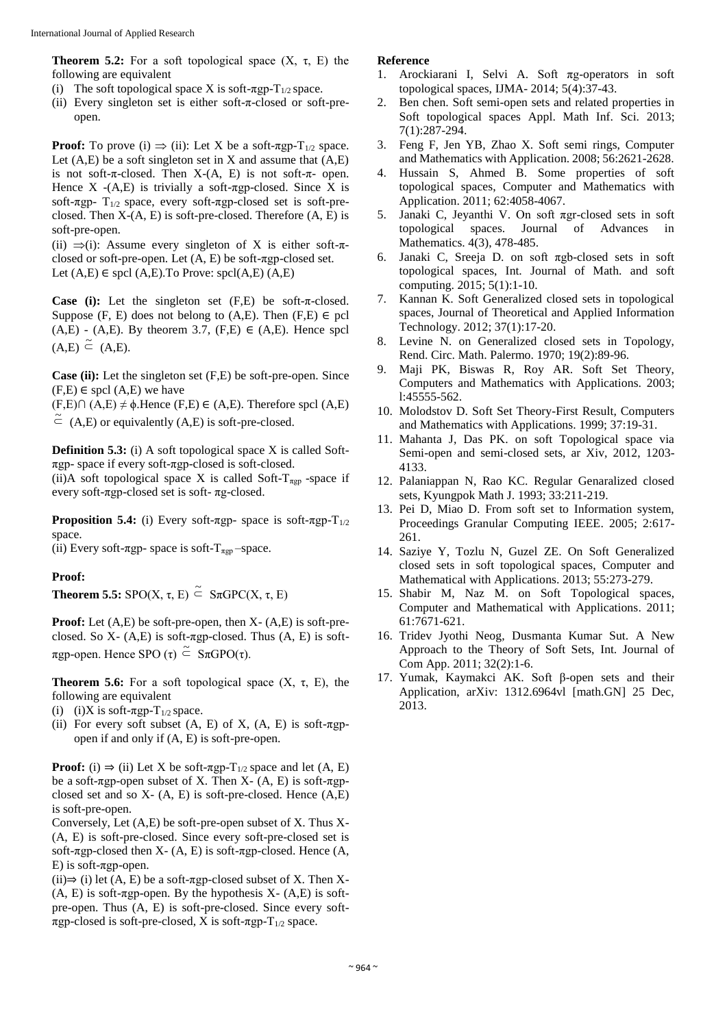**Theorem 5.2:** For a soft topological space (X, τ, E) the following are equivalent

(i) The soft topological space X is soft-πgp-$T_{1/2}$ space.
(ii) Every singleton set is either soft-π-closed or soft-pre-open.

**Proof:** To prove (i) ⇒ (ii): Let X be a soft-πgp-$T_{1/2}$ space. Let (A,E) be a soft singleton set in X and assume that (A,E) is not soft-π-closed. Then X-(A, E) is not soft-π- open. Hence X -(A,E) is trivially a soft-πgp-closed. Since X is soft-πgp- $T_{1/2}$ space, every soft-πgp-closed set is soft-pre-closed. Then X-(A, E) is soft-pre-closed. Therefore (A, E) is soft-pre-open.

(ii) ⇒(i): Assume every singleton of X is either soft-π-closed or soft-pre-open. Let (A, E) be soft-πgp-closed set. Let (A,E) ∈ spcl (A,E).To Prove: spcl(A,E) (A,E)

**Case (i):** Let the singleton set (F,E) be soft-π-closed. Suppose (F, E) does not belong to (A,E). Then (F,E) ∈ pcl (A,E) - (A,E). By theorem 3.7, (F,E) ∈ (A,E). Hence spcl (A,E) $\tilde{\subseteq}$ (A,E).

**Case (ii):** Let the singleton set (F,E) be soft-pre-open. Since (F,E) ∈ spcl (A,E) we have
(F,E)∩ (A,E) ≠ ϕ.Hence (F,E) ∈ (A,E). Therefore spcl (A,E) $\tilde{\subseteq}$ (A,E) or equivalently (A,E) is soft-pre-closed.

**Definition 5.3:** (i) A soft topological space X is called Soft-πgp- space if every soft-πgp-closed is soft-closed.
(ii)A soft topological space X is called Soft-$T_{\pi gp}$ -space if every soft-πgp-closed set is soft- πg-closed.

**Proposition 5.4:** (i) Every soft-πgp- space is soft-πgp-$T_{1/2}$ space.
(ii) Every soft-πgp- space is soft-$T_{\pi gp}$ –space.

**Proof:**

**Theorem 5.5:** SPO(X, τ, E) $\tilde{\subseteq}$ SπGPC(X, τ, E)

**Proof:** Let (A,E) be soft-pre-open, then X- (A,E) is soft-pre-closed. So X- (A,E) is soft-πgp-closed. Thus (A, E) is soft-πgp-open. Hence SPO (τ) $\tilde{\subseteq}$ SπGPO(τ).

**Theorem 5.6:** For a soft topological space (X, τ, E), the following are equivalent

(i) (i)X is soft-πgp-$T_{1/2}$ space.
(ii) For every soft subset (A, E) of X, (A, E) is soft-πgp-open if and only if (A, E) is soft-pre-open.

**Proof:** (i) ⇒ (ii) Let X be soft-πgp-$T_{1/2}$ space and let (A, E) be a soft-πgp-open subset of X. Then X- (A, E) is soft-πgp-closed set and so X- (A, E) is soft-pre-closed. Hence (A,E) is soft-pre-open.

Conversely, Let (A,E) be soft-pre-open subset of X. Thus X-(A, E) is soft-pre-closed. Since every soft-pre-closed set is soft-πgp-closed then X- (A, E) is soft-πgp-closed. Hence (A, E) is soft-πgp-open.

(ii)⇒ (i) let (A, E) be a soft-πgp-closed subset of X. Then X-(A, E) is soft-πgp-open. By the hypothesis X- (A,E) is soft-pre-open. Thus (A, E) is soft-pre-closed. Since every soft-πgp-closed is soft-pre-closed, X is soft-πgp-$T_{1/2}$ space.

## Reference

1. Arockiarani I, Selvi A. Soft πg-operators in soft topological spaces, IJMA- 2014; 5(4):37-43.
2. Ben chen. Soft semi-open sets and related properties in Soft topological spaces Appl. Math Inf. Sci. 2013; 7(1):287-294.
3. Feng F, Jen YB, Zhao X. Soft semi rings, Computer and Mathematics with Application. 2008; 56:2621-2628.
4. Hussain S, Ahmed B. Some properties of soft topological spaces, Computer and Mathematics with Application. 2011; 62:4058-4067.
5. Janaki C, Jeyanthi V. On soft πgr-closed sets in soft topological spaces. Journal of Advances in Mathematics. 4(3), 478-485.
6. Janaki C, Sreeja D. on soft πgb-closed sets in soft topological spaces, Int. Journal of Math. and soft computing. 2015; 5(1):1-10.
7. Kannan K. Soft Generalized closed sets in topological spaces, Journal of Theoretical and Applied Information Technology. 2012; 37(1):17-20.
8. Levine N. on Generalized closed sets in Topology, Rend. Circ. Math. Palermo. 1970; 19(2):89-96.
9. Maji PK, Biswas R, Roy AR. Soft Set Theory, Computers and Mathematics with Applications. 2003; l:45555-562.
10. Molodstov D. Soft Set Theory-First Result, Computers and Mathematics with Applications. 1999; 37:19-31.
11. Mahanta J, Das PK. on soft Topological space via Semi-open and semi-closed sets, ar Xiv, 2012, 1203-4133.
12. Palaniappan N, Rao KC. Regular Genaralized closed sets, Kyungpok Math J. 1993; 33:211-219.
13. Pei D, Miao D. From soft set to Information system, Proceedings Granular Computing IEEE. 2005; 2:617-261.
14. Saziye Y, Tozlu N, Guzel ZE. On Soft Generalized closed sets in soft topological spaces, Computer and Mathematical with Applications. 2013; 55:273-279.
15. Shabir M, Naz M. on Soft Topological spaces, Computer and Mathematical with Applications. 2011; 61:7671-621.
16. Tridev Jyothi Neog, Dusmanta Kumar Sut. A New Approach to the Theory of Soft Sets, Int. Journal of Com App. 2011; 32(2):1-6.
17. Yumak, Kaymakci AK. Soft β-open sets and their Application, arXiv: 1312.6964vl [math.GN] 25 Dec, 2013.